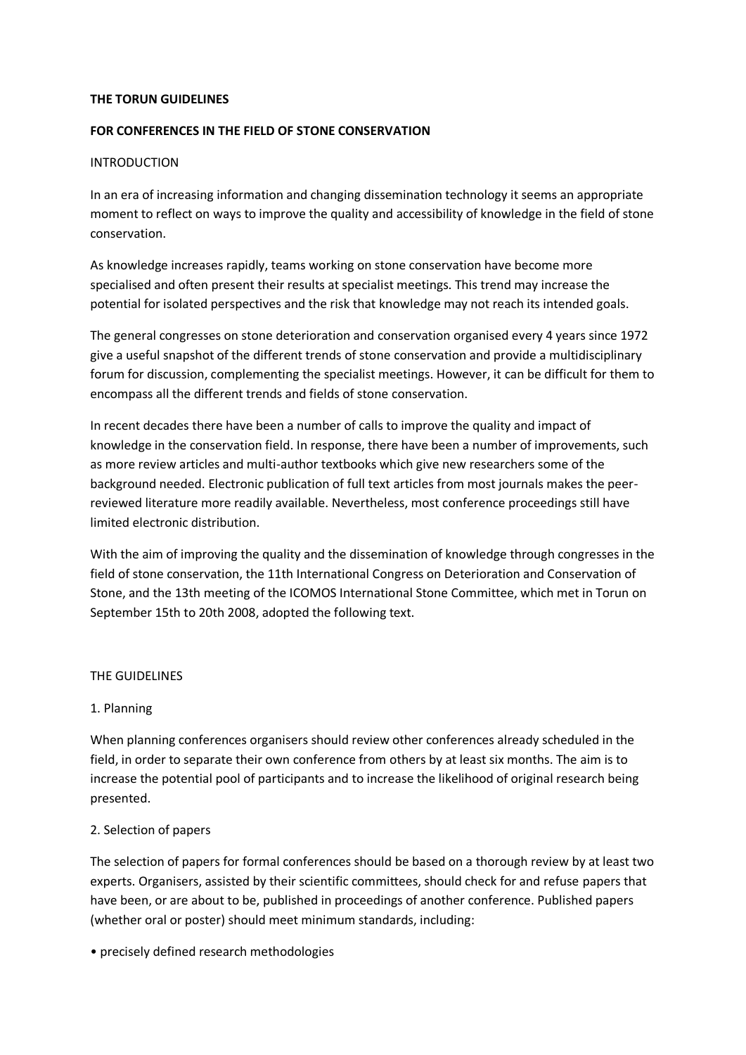# THE TORUN GUIDELINES

## FOR CONFERENCES IN THE FIELD OF STONE CONSERVATION

### INTRODUCTION

In an era of increasing information and changing dissemination technology it seems an appropriate moment to reflect on ways to improve the quality and accessibility of knowledge in the field of stone conservation.

As knowledge increases rapidly, teams working on stone conservation have become more specialised and often present their results at specialist meetings. This trend may increase the potential for isolated perspectives and the risk that knowledge may not reach its intended goals.

The general congresses on stone deterioration and conservation organised every 4 years since 1972 give a useful snapshot of the different trends of stone conservation and provide a multidisciplinary forum for discussion, complementing the specialist meetings. However, it can be difficult for them to encompass all the different trends and fields of stone conservation.

In recent decades there have been a number of calls to improve the quality and impact of knowledge in the conservation field. In response, there have been a number of improvements, such as more review articles and multi-author textbooks which give new researchers some of the background needed. Electronic publication of full text articles from most journals makes the peer-reviewed literature more readily available. Nevertheless, most conference proceedings still have limited electronic distribution.

With the aim of improving the quality and the dissemination of knowledge through congresses in the field of stone conservation, the 11th International Congress on Deterioration and Conservation of Stone, and the 13th meeting of the ICOMOS International Stone Committee, which met in Torun on September 15th to 20th 2008, adopted the following text.

### THE GUIDELINES

#### 1. Planning

When planning conferences organisers should review other conferences already scheduled in the field, in order to separate their own conference from others by at least six months. The aim is to increase the potential pool of participants and to increase the likelihood of original research being presented.

#### 2. Selection of papers

The selection of papers for formal conferences should be based on a thorough review by at least two experts. Organisers, assisted by their scientific committees, should check for and refuse papers that have been, or are about to be, published in proceedings of another conference. Published papers (whether oral or poster) should meet minimum standards, including:

- precisely defined research methodologies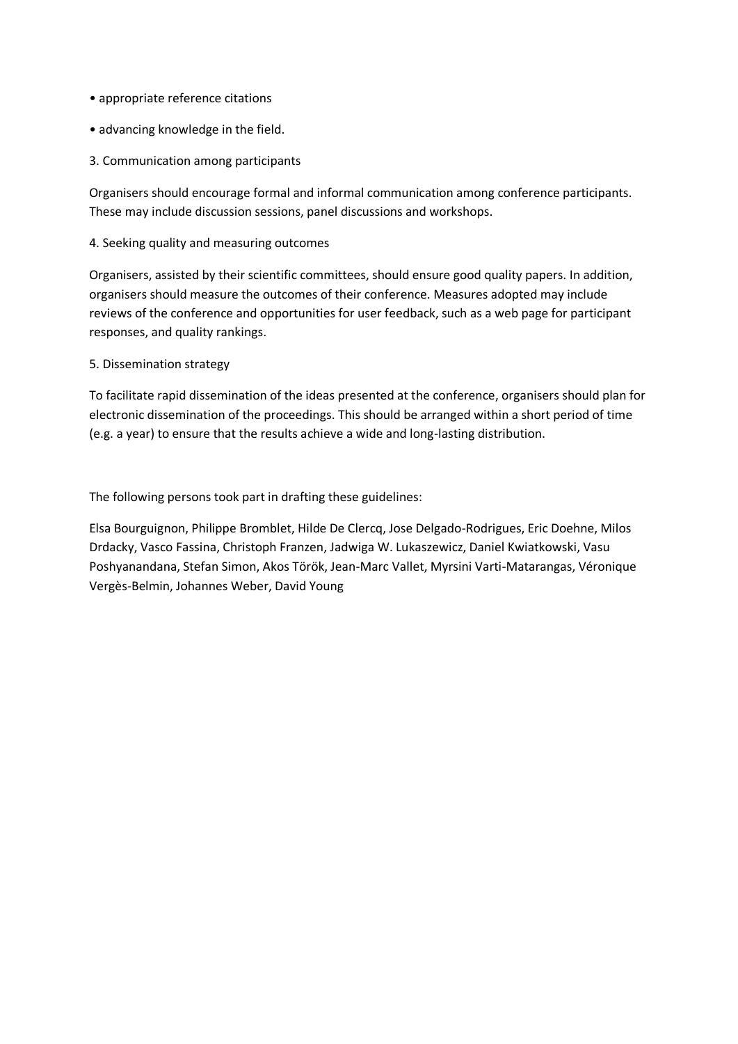- appropriate reference citations
- advancing knowledge in the field.

3. Communication among participants

Organisers should encourage formal and informal communication among conference participants. These may include discussion sessions, panel discussions and workshops.

4. Seeking quality and measuring outcomes

Organisers, assisted by their scientific committees, should ensure good quality papers. In addition, organisers should measure the outcomes of their conference. Measures adopted may include reviews of the conference and opportunities for user feedback, such as a web page for participant responses, and quality rankings.

5. Dissemination strategy

To facilitate rapid dissemination of the ideas presented at the conference, organisers should plan for electronic dissemination of the proceedings. This should be arranged within a short period of time (e.g. a year) to ensure that the results achieve a wide and long-lasting distribution.

The following persons took part in drafting these guidelines:

Elsa Bourguignon, Philippe Bromblet, Hilde De Clercq, Jose Delgado-Rodrigues, Eric Doehne, Milos Drdacky, Vasco Fassina, Christoph Franzen, Jadwiga W. Lukaszewicz, Daniel Kwiatkowski, Vasu Poshyanandana, Stefan Simon, Akos Török, Jean-Marc Vallet, Myrsini Varti-Matarangas, Véronique Vergès-Belmin, Johannes Weber, David Young